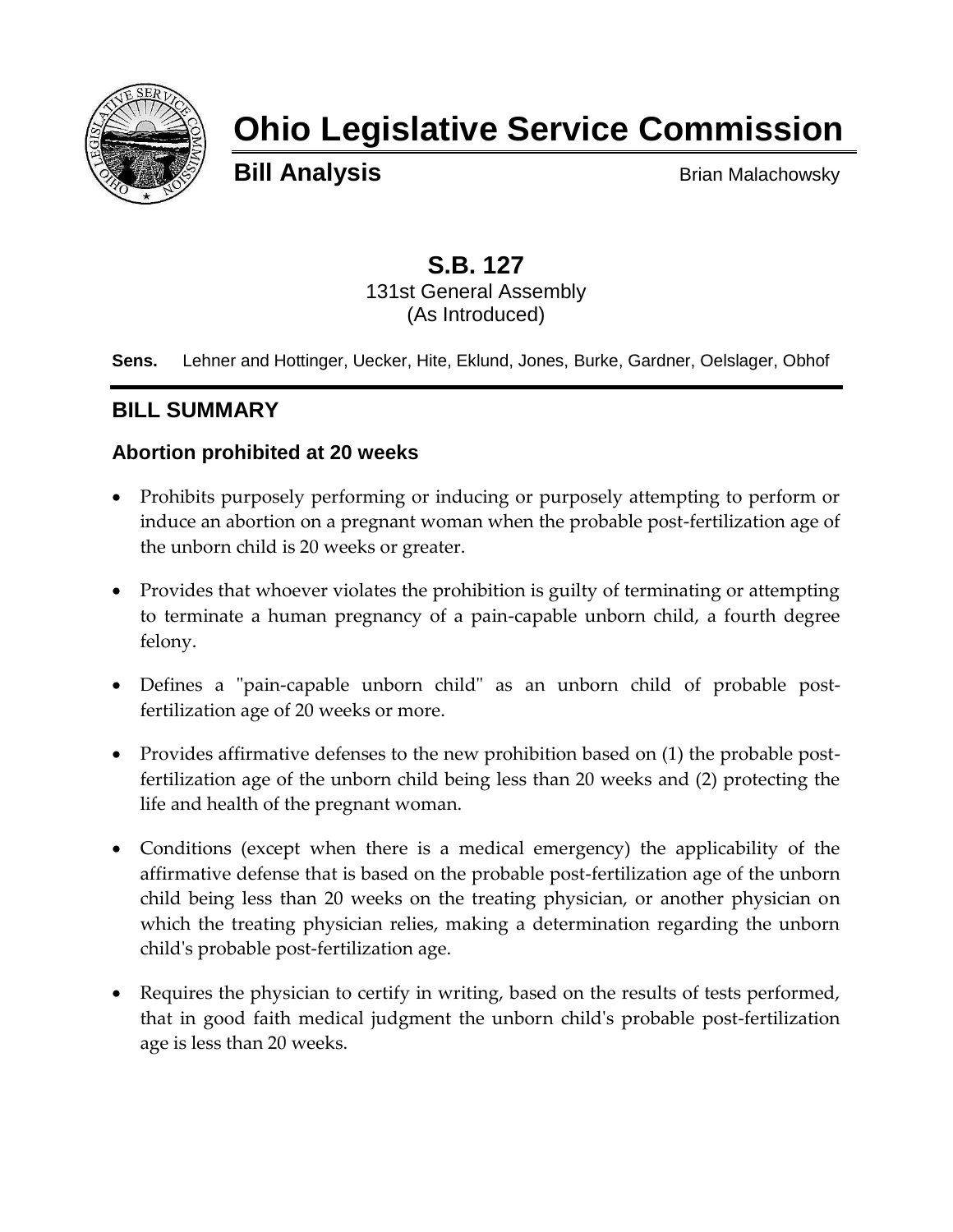# Ohio Legislative Service Commission

**Bill Analysis** Brian Malachowsky

## S.B. 127

131st General Assembly
(As Introduced)

**Sens.** Lehner and Hottinger, Uecker, Hite, Eklund, Jones, Burke, Gardner, Oelslager, Obhof

## BILL SUMMARY

### Abortion prohibited at 20 weeks

- Prohibits purposely performing or inducing or purposely attempting to perform or induce an abortion on a pregnant woman when the probable post-fertilization age of the unborn child is 20 weeks or greater.
- Provides that whoever violates the prohibition is guilty of terminating or attempting to terminate a human pregnancy of a pain-capable unborn child, a fourth degree felony.
- Defines a "pain-capable unborn child" as an unborn child of probable post-fertilization age of 20 weeks or more.
- Provides affirmative defenses to the new prohibition based on (1) the probable post-fertilization age of the unborn child being less than 20 weeks and (2) protecting the life and health of the pregnant woman.
- Conditions (except when there is a medical emergency) the applicability of the affirmative defense that is based on the probable post-fertilization age of the unborn child being less than 20 weeks on the treating physician, or another physician on which the treating physician relies, making a determination regarding the unborn child's probable post-fertilization age.
- Requires the physician to certify in writing, based on the results of tests performed, that in good faith medical judgment the unborn child's probable post-fertilization age is less than 20 weeks.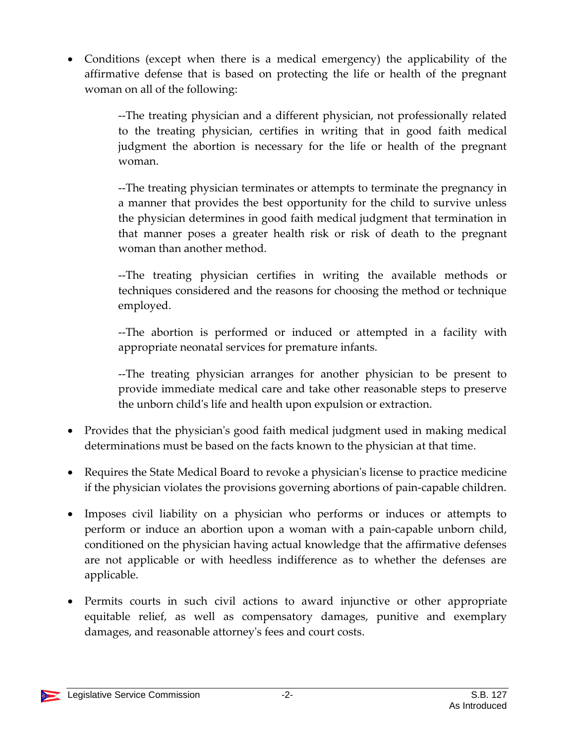- Conditions (except when there is a medical emergency) the applicability of the affirmative defense that is based on protecting the life or health of the pregnant woman on all of the following:

  --The treating physician and a different physician, not professionally related to the treating physician, certifies in writing that in good faith medical judgment the abortion is necessary for the life or health of the pregnant woman.

  --The treating physician terminates or attempts to terminate the pregnancy in a manner that provides the best opportunity for the child to survive unless the physician determines in good faith medical judgment that termination in that manner poses a greater health risk or risk of death to the pregnant woman than another method.

  --The treating physician certifies in writing the available methods or techniques considered and the reasons for choosing the method or technique employed.

  --The abortion is performed or induced or attempted in a facility with appropriate neonatal services for premature infants.

  --The treating physician arranges for another physician to be present to provide immediate medical care and take other reasonable steps to preserve the unborn child's life and health upon expulsion or extraction.

- Provides that the physician's good faith medical judgment used in making medical determinations must be based on the facts known to the physician at that time.

- Requires the State Medical Board to revoke a physician's license to practice medicine if the physician violates the provisions governing abortions of pain-capable children.

- Imposes civil liability on a physician who performs or induces or attempts to perform or induce an abortion upon a woman with a pain-capable unborn child, conditioned on the physician having actual knowledge that the affirmative defenses are not applicable or with heedless indifference as to whether the defenses are applicable.

- Permits courts in such civil actions to award injunctive or other appropriate equitable relief, as well as compensatory damages, punitive and exemplary damages, and reasonable attorney's fees and court costs.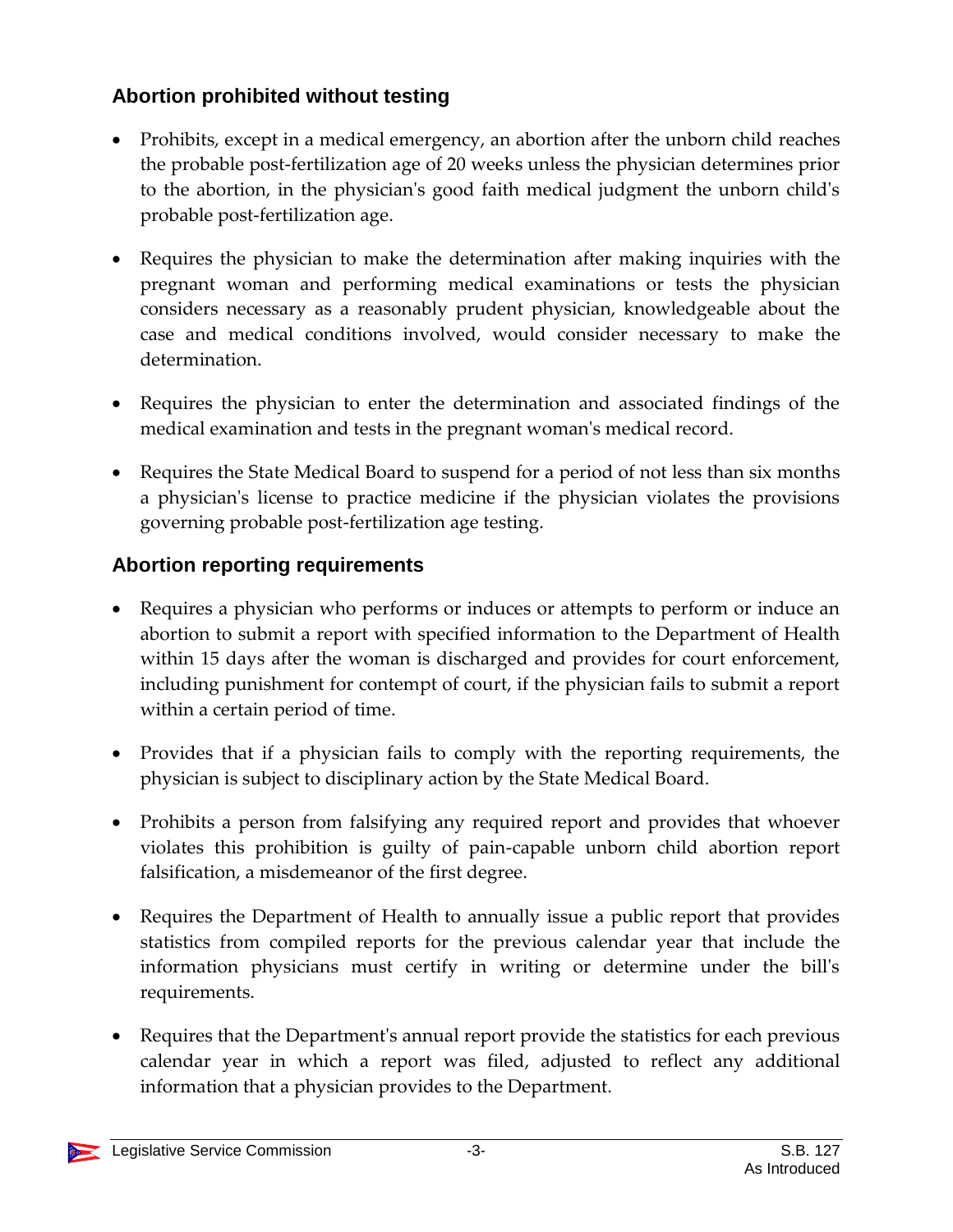### Abortion prohibited without testing

- Prohibits, except in a medical emergency, an abortion after the unborn child reaches the probable post-fertilization age of 20 weeks unless the physician determines prior to the abortion, in the physician's good faith medical judgment the unborn child's probable post-fertilization age.
- Requires the physician to make the determination after making inquiries with the pregnant woman and performing medical examinations or tests the physician considers necessary as a reasonably prudent physician, knowledgeable about the case and medical conditions involved, would consider necessary to make the determination.
- Requires the physician to enter the determination and associated findings of the medical examination and tests in the pregnant woman's medical record.
- Requires the State Medical Board to suspend for a period of not less than six months a physician's license to practice medicine if the physician violates the provisions governing probable post-fertilization age testing.

### Abortion reporting requirements

- Requires a physician who performs or induces or attempts to perform or induce an abortion to submit a report with specified information to the Department of Health within 15 days after the woman is discharged and provides for court enforcement, including punishment for contempt of court, if the physician fails to submit a report within a certain period of time.
- Provides that if a physician fails to comply with the reporting requirements, the physician is subject to disciplinary action by the State Medical Board.
- Prohibits a person from falsifying any required report and provides that whoever violates this prohibition is guilty of pain-capable unborn child abortion report falsification, a misdemeanor of the first degree.
- Requires the Department of Health to annually issue a public report that provides statistics from compiled reports for the previous calendar year that include the information physicians must certify in writing or determine under the bill's requirements.
- Requires that the Department's annual report provide the statistics for each previous calendar year in which a report was filed, adjusted to reflect any additional information that a physician provides to the Department.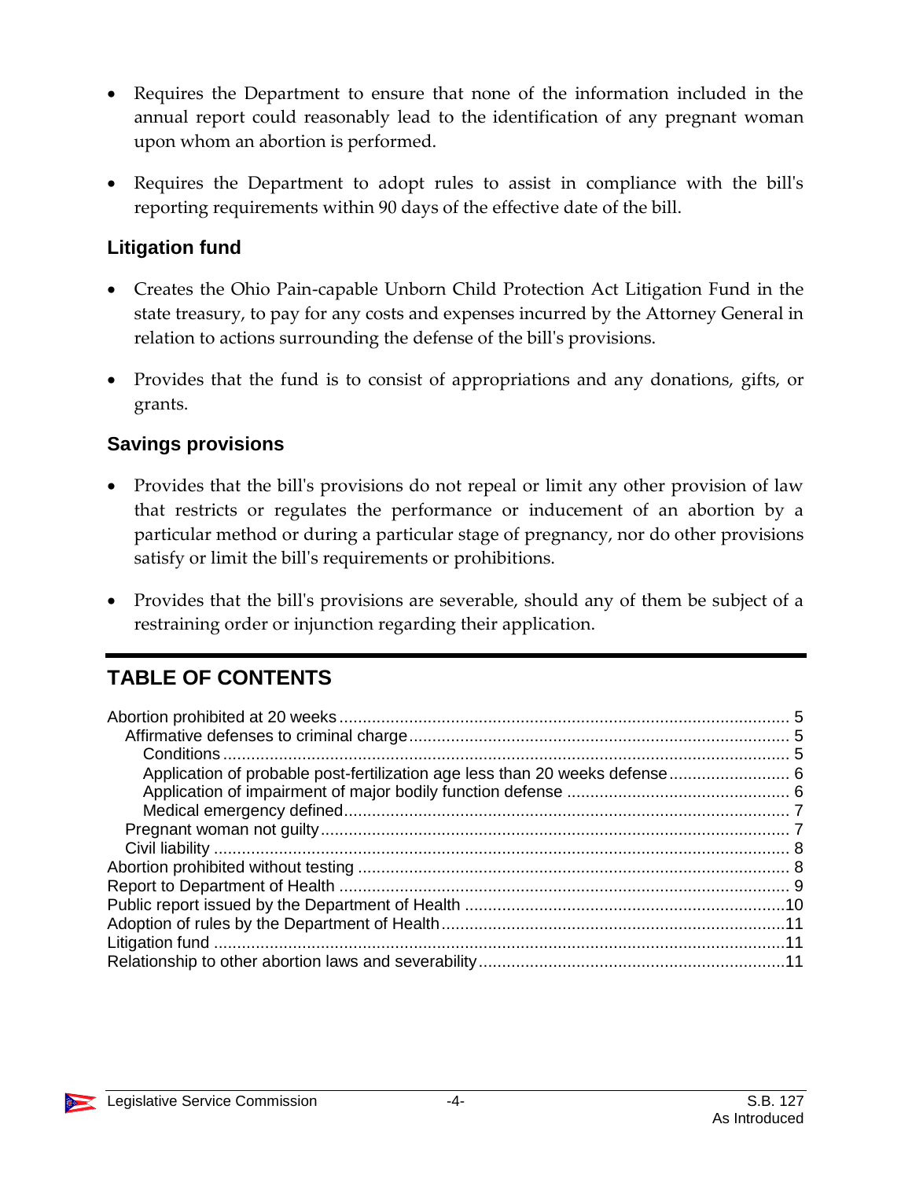- Requires the Department to ensure that none of the information included in the annual report could reasonably lead to the identification of any pregnant woman upon whom an abortion is performed.

- Requires the Department to adopt rules to assist in compliance with the bill's reporting requirements within 90 days of the effective date of the bill.

### Litigation fund

- Creates the Ohio Pain-capable Unborn Child Protection Act Litigation Fund in the state treasury, to pay for any costs and expenses incurred by the Attorney General in relation to actions surrounding the defense of the bill's provisions.

- Provides that the fund is to consist of appropriations and any donations, gifts, or grants.

### Savings provisions

- Provides that the bill's provisions do not repeal or limit any other provision of law that restricts or regulates the performance or inducement of an abortion by a particular method or during a particular stage of pregnancy, nor do other provisions satisfy or limit the bill's requirements or prohibitions.

- Provides that the bill's provisions are severable, should any of them be subject of a restraining order or injunction regarding their application.

---

## TABLE OF CONTENTS

Abortion prohibited at 20 weeks ..... 5
- Affirmative defenses to criminal charge ..... 5
  - Conditions ..... 5
  - Application of probable post-fertilization age less than 20 weeks defense ..... 6
  - Application of impairment of major bodily function defense ..... 6
  - Medical emergency defined ..... 7
- Pregnant woman not guilty ..... 7
- Civil liability ..... 8

Abortion prohibited without testing ..... 8
Report to Department of Health ..... 9
Public report issued by the Department of Health ..... 10
Adoption of rules by the Department of Health ..... 11
Litigation fund ..... 11
Relationship to other abortion laws and severability ..... 11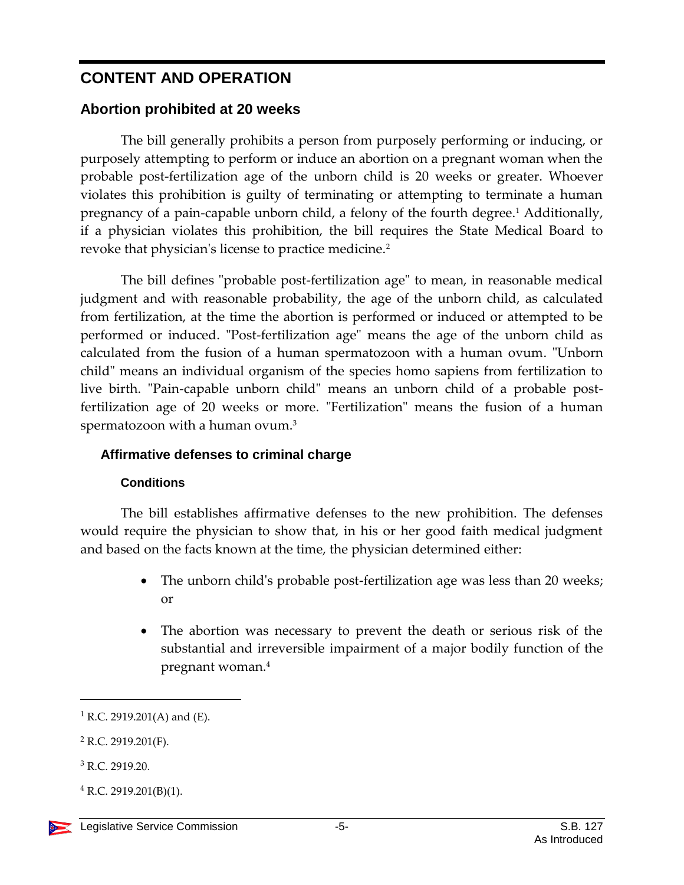## CONTENT AND OPERATION

### Abortion prohibited at 20 weeks

The bill generally prohibits a person from purposely performing or inducing, or purposely attempting to perform or induce an abortion on a pregnant woman when the probable post-fertilization age of the unborn child is 20 weeks or greater. Whoever violates this prohibition is guilty of terminating or attempting to terminate a human pregnancy of a pain-capable unborn child, a felony of the fourth degree.[1] Additionally, if a physician violates this prohibition, the bill requires the State Medical Board to revoke that physician's license to practice medicine.[2]

The bill defines "probable post-fertilization age" to mean, in reasonable medical judgment and with reasonable probability, the age of the unborn child, as calculated from fertilization, at the time the abortion is performed or induced or attempted to be performed or induced. "Post-fertilization age" means the age of the unborn child as calculated from the fusion of a human spermatozoon with a human ovum. "Unborn child" means an individual organism of the species homo sapiens from fertilization to live birth. "Pain-capable unborn child" means an unborn child of a probable post-fertilization age of 20 weeks or more. "Fertilization" means the fusion of a human spermatozoon with a human ovum.[3]

#### Affirmative defenses to criminal charge

##### Conditions

The bill establishes affirmative defenses to the new prohibition. The defenses would require the physician to show that, in his or her good faith medical judgment and based on the facts known at the time, the physician determined either:

- The unborn child's probable post-fertilization age was less than 20 weeks; or
- The abortion was necessary to prevent the death or serious risk of the substantial and irreversible impairment of a major bodily function of the pregnant woman.[4]

---

[1] R.C. 2919.201(A) and (E).

[2] R.C. 2919.201(F).

[3] R.C. 2919.20.

[4] R.C. 2919.201(B)(1).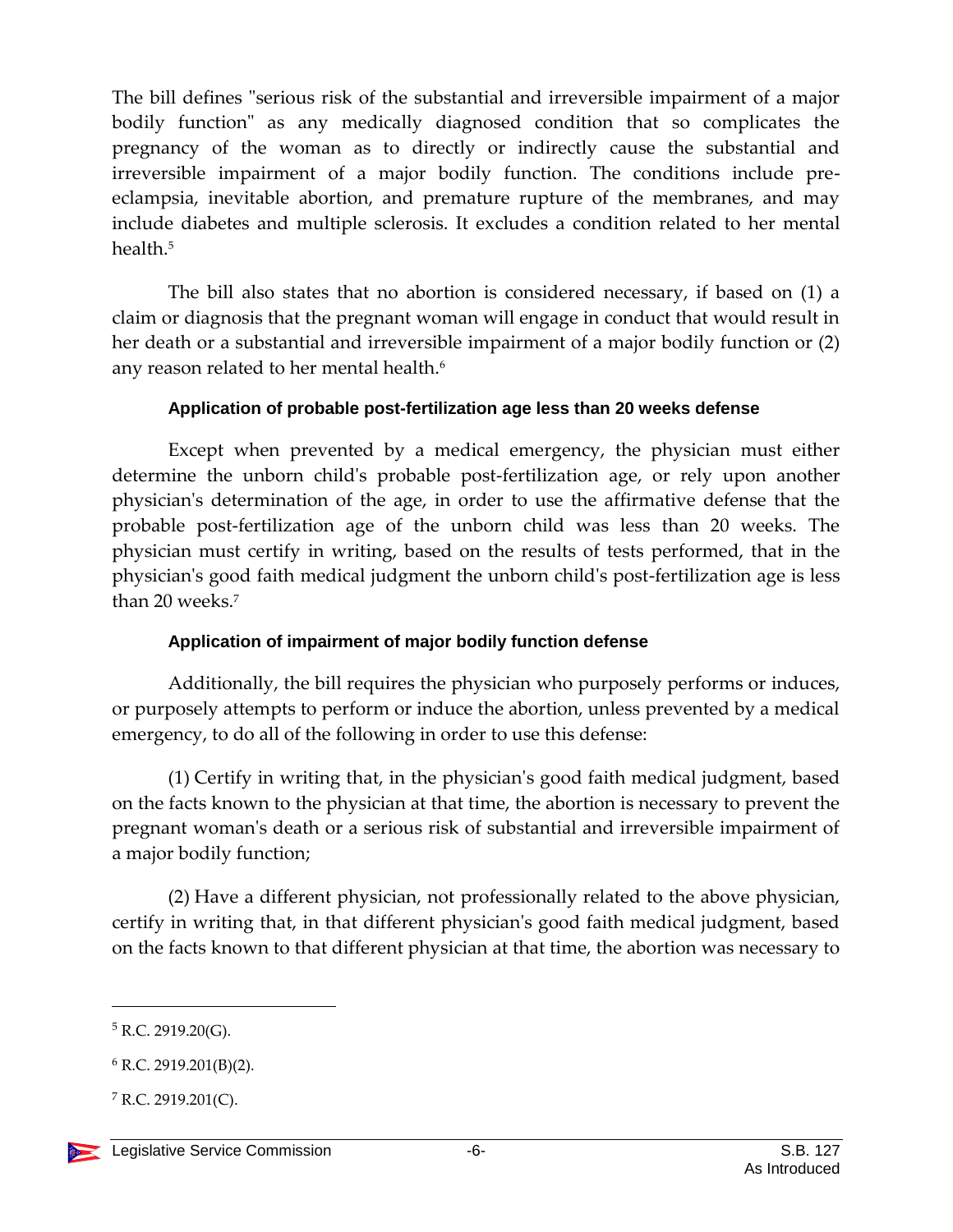The bill defines "serious risk of the substantial and irreversible impairment of a major bodily function" as any medically diagnosed condition that so complicates the pregnancy of the woman as to directly or indirectly cause the substantial and irreversible impairment of a major bodily function. The conditions include pre-eclampsia, inevitable abortion, and premature rupture of the membranes, and may include diabetes and multiple sclerosis. It excludes a condition related to her mental health.[5]

The bill also states that no abortion is considered necessary, if based on (1) a claim or diagnosis that the pregnant woman will engage in conduct that would result in her death or a substantial and irreversible impairment of a major bodily function or (2) any reason related to her mental health.[6]

#### Application of probable post-fertilization age less than 20 weeks defense

Except when prevented by a medical emergency, the physician must either determine the unborn child's probable post-fertilization age, or rely upon another physician's determination of the age, in order to use the affirmative defense that the probable post-fertilization age of the unborn child was less than 20 weeks. The physician must certify in writing, based on the results of tests performed, that in the physician's good faith medical judgment the unborn child's post-fertilization age is less than 20 weeks.[7]

#### Application of impairment of major bodily function defense

Additionally, the bill requires the physician who purposely performs or induces, or purposely attempts to perform or induce the abortion, unless prevented by a medical emergency, to do all of the following in order to use this defense:

(1) Certify in writing that, in the physician's good faith medical judgment, based on the facts known to the physician at that time, the abortion is necessary to prevent the pregnant woman's death or a serious risk of substantial and irreversible impairment of a major bodily function;

(2) Have a different physician, not professionally related to the above physician, certify in writing that, in that different physician's good faith medical judgment, based on the facts known to that different physician at that time, the abortion was necessary to

---

[5] R.C. 2919.20(G).

[6] R.C. 2919.201(B)(2).

[7] R.C. 2919.201(C).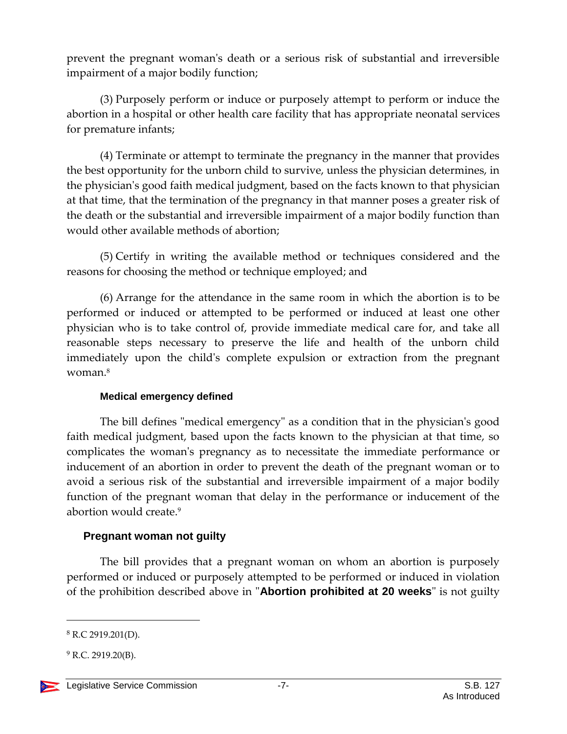prevent the pregnant woman's death or a serious risk of substantial and irreversible impairment of a major bodily function;

(3) Purposely perform or induce or purposely attempt to perform or induce the abortion in a hospital or other health care facility that has appropriate neonatal services for premature infants;

(4) Terminate or attempt to terminate the pregnancy in the manner that provides the best opportunity for the unborn child to survive, unless the physician determines, in the physician's good faith medical judgment, based on the facts known to that physician at that time, that the termination of the pregnancy in that manner poses a greater risk of the death or the substantial and irreversible impairment of a major bodily function than would other available methods of abortion;

(5) Certify in writing the available method or techniques considered and the reasons for choosing the method or technique employed; and

(6) Arrange for the attendance in the same room in which the abortion is to be performed or induced or attempted to be performed or induced at least one other physician who is to take control of, provide immediate medical care for, and take all reasonable steps necessary to preserve the life and health of the unborn child immediately upon the child's complete expulsion or extraction from the pregnant woman.[8]

#### Medical emergency defined

The bill defines "medical emergency" as a condition that in the physician's good faith medical judgment, based upon the facts known to the physician at that time, so complicates the woman's pregnancy as to necessitate the immediate performance or inducement of an abortion in order to prevent the death of the pregnant woman or to avoid a serious risk of the substantial and irreversible impairment of a major bodily function of the pregnant woman that delay in the performance or inducement of the abortion would create.[9]

### Pregnant woman not guilty

The bill provides that a pregnant woman on whom an abortion is purposely performed or induced or purposely attempted to be performed or induced in violation of the prohibition described above in "**Abortion prohibited at 20 weeks**" is not guilty

---

[8] R.C 2919.201(D).

[9] R.C. 2919.20(B).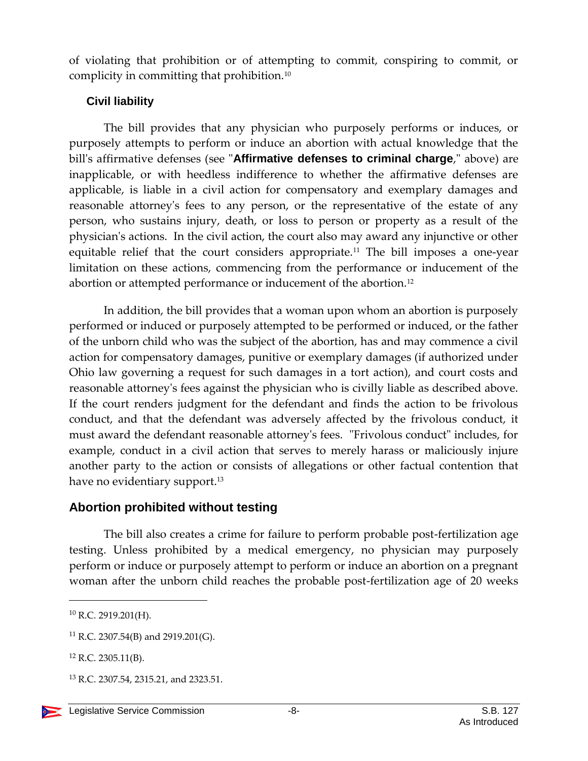of violating that prohibition or of attempting to commit, conspiring to commit, or complicity in committing that prohibition.[10]

### Civil liability

The bill provides that any physician who purposely performs or induces, or purposely attempts to perform or induce an abortion with actual knowledge that the bill's affirmative defenses (see "**Affirmative defenses to criminal charge**," above) are inapplicable, or with heedless indifference to whether the affirmative defenses are applicable, is liable in a civil action for compensatory and exemplary damages and reasonable attorney's fees to any person, or the representative of the estate of any person, who sustains injury, death, or loss to person or property as a result of the physician's actions. In the civil action, the court also may award any injunctive or other equitable relief that the court considers appropriate.[11] The bill imposes a one-year limitation on these actions, commencing from the performance or inducement of the abortion or attempted performance or inducement of the abortion.[12]

In addition, the bill provides that a woman upon whom an abortion is purposely performed or induced or purposely attempted to be performed or induced, or the father of the unborn child who was the subject of the abortion, has and may commence a civil action for compensatory damages, punitive or exemplary damages (if authorized under Ohio law governing a request for such damages in a tort action), and court costs and reasonable attorney's fees against the physician who is civilly liable as described above. If the court renders judgment for the defendant and finds the action to be frivolous conduct, and that the defendant was adversely affected by the frivolous conduct, it must award the defendant reasonable attorney's fees. "Frivolous conduct" includes, for example, conduct in a civil action that serves to merely harass or maliciously injure another party to the action or consists of allegations or other factual contention that have no evidentiary support.[13]

## Abortion prohibited without testing

The bill also creates a crime for failure to perform probable post-fertilization age testing. Unless prohibited by a medical emergency, no physician may purposely perform or induce or purposely attempt to perform or induce an abortion on a pregnant woman after the unborn child reaches the probable post-fertilization age of 20 weeks

[10] R.C. 2919.201(H).

[11] R.C. 2307.54(B) and 2919.201(G).

[12] R.C. 2305.11(B).

[13] R.C. 2307.54, 2315.21, and 2323.51.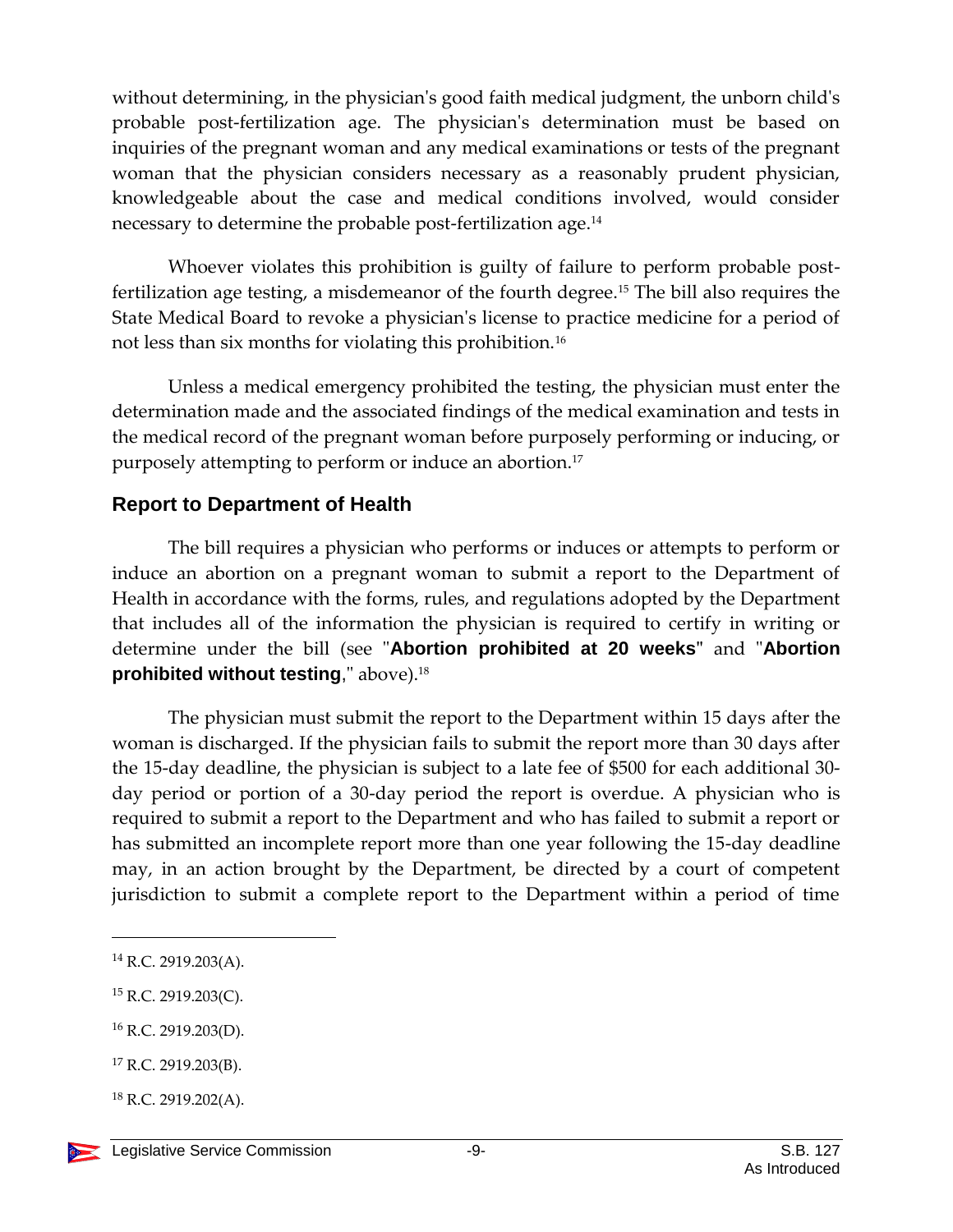without determining, in the physician's good faith medical judgment, the unborn child's probable post-fertilization age. The physician's determination must be based on inquiries of the pregnant woman and any medical examinations or tests of the pregnant woman that the physician considers necessary as a reasonably prudent physician, knowledgeable about the case and medical conditions involved, would consider necessary to determine the probable post-fertilization age.[14]

Whoever violates this prohibition is guilty of failure to perform probable post-fertilization age testing, a misdemeanor of the fourth degree.[15] The bill also requires the State Medical Board to revoke a physician's license to practice medicine for a period of not less than six months for violating this prohibition.[16]

Unless a medical emergency prohibited the testing, the physician must enter the determination made and the associated findings of the medical examination and tests in the medical record of the pregnant woman before purposely performing or inducing, or purposely attempting to perform or induce an abortion.[17]

### Report to Department of Health

The bill requires a physician who performs or induces or attempts to perform or induce an abortion on a pregnant woman to submit a report to the Department of Health in accordance with the forms, rules, and regulations adopted by the Department that includes all of the information the physician is required to certify in writing or determine under the bill (see "**Abortion prohibited at 20 weeks**" and "**Abortion prohibited without testing**," above).[18]

The physician must submit the report to the Department within 15 days after the woman is discharged. If the physician fails to submit the report more than 30 days after the 15-day deadline, the physician is subject to a late fee of $500 for each additional 30-day period or portion of a 30-day period the report is overdue. A physician who is required to submit a report to the Department and who has failed to submit a report or has submitted an incomplete report more than one year following the 15-day deadline may, in an action brought by the Department, be directed by a court of competent jurisdiction to submit a complete report to the Department within a period of time

---

[14] R.C. 2919.203(A).

[15] R.C. 2919.203(C).

[16] R.C. 2919.203(D).

[17] R.C. 2919.203(B).

[18] R.C. 2919.202(A).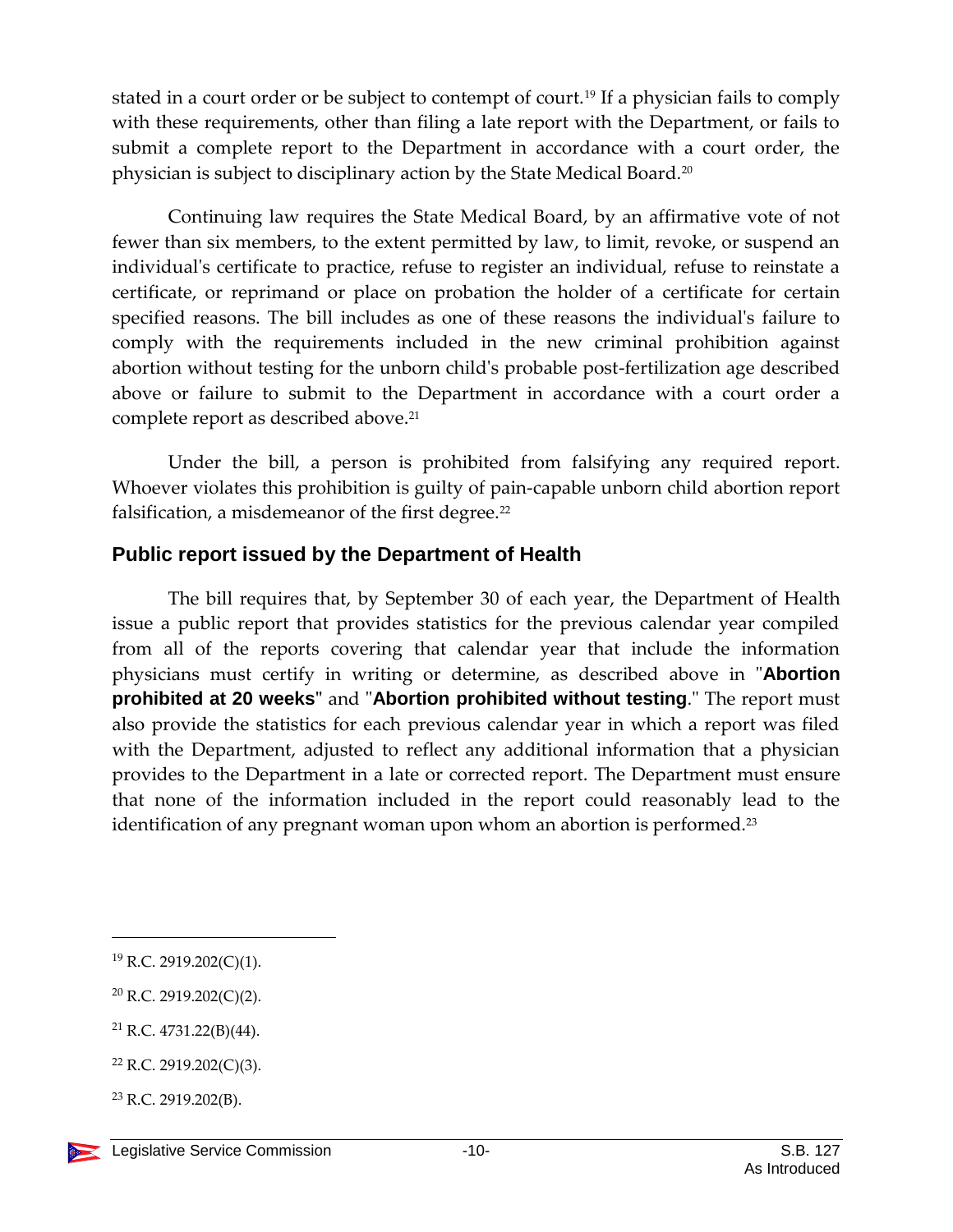stated in a court order or be subject to contempt of court.[19] If a physician fails to comply with these requirements, other than filing a late report with the Department, or fails to submit a complete report to the Department in accordance with a court order, the physician is subject to disciplinary action by the State Medical Board.[20]

Continuing law requires the State Medical Board, by an affirmative vote of not fewer than six members, to the extent permitted by law, to limit, revoke, or suspend an individual's certificate to practice, refuse to register an individual, refuse to reinstate a certificate, or reprimand or place on probation the holder of a certificate for certain specified reasons. The bill includes as one of these reasons the individual's failure to comply with the requirements included in the new criminal prohibition against abortion without testing for the unborn child's probable post-fertilization age described above or failure to submit to the Department in accordance with a court order a complete report as described above.[21]

Under the bill, a person is prohibited from falsifying any required report. Whoever violates this prohibition is guilty of pain-capable unborn child abortion report falsification, a misdemeanor of the first degree.[22]

## Public report issued by the Department of Health

The bill requires that, by September 30 of each year, the Department of Health issue a public report that provides statistics for the previous calendar year compiled from all of the reports covering that calendar year that include the information physicians must certify in writing or determine, as described above in "**Abortion prohibited at 20 weeks**" and "**Abortion prohibited without testing**." The report must also provide the statistics for each previous calendar year in which a report was filed with the Department, adjusted to reflect any additional information that a physician provides to the Department in a late or corrected report. The Department must ensure that none of the information included in the report could reasonably lead to the identification of any pregnant woman upon whom an abortion is performed.[23]

---

[19] R.C. 2919.202(C)(1).

[20] R.C. 2919.202(C)(2).

[21] R.C. 4731.22(B)(44).

[22] R.C. 2919.202(C)(3).

[23] R.C. 2919.202(B).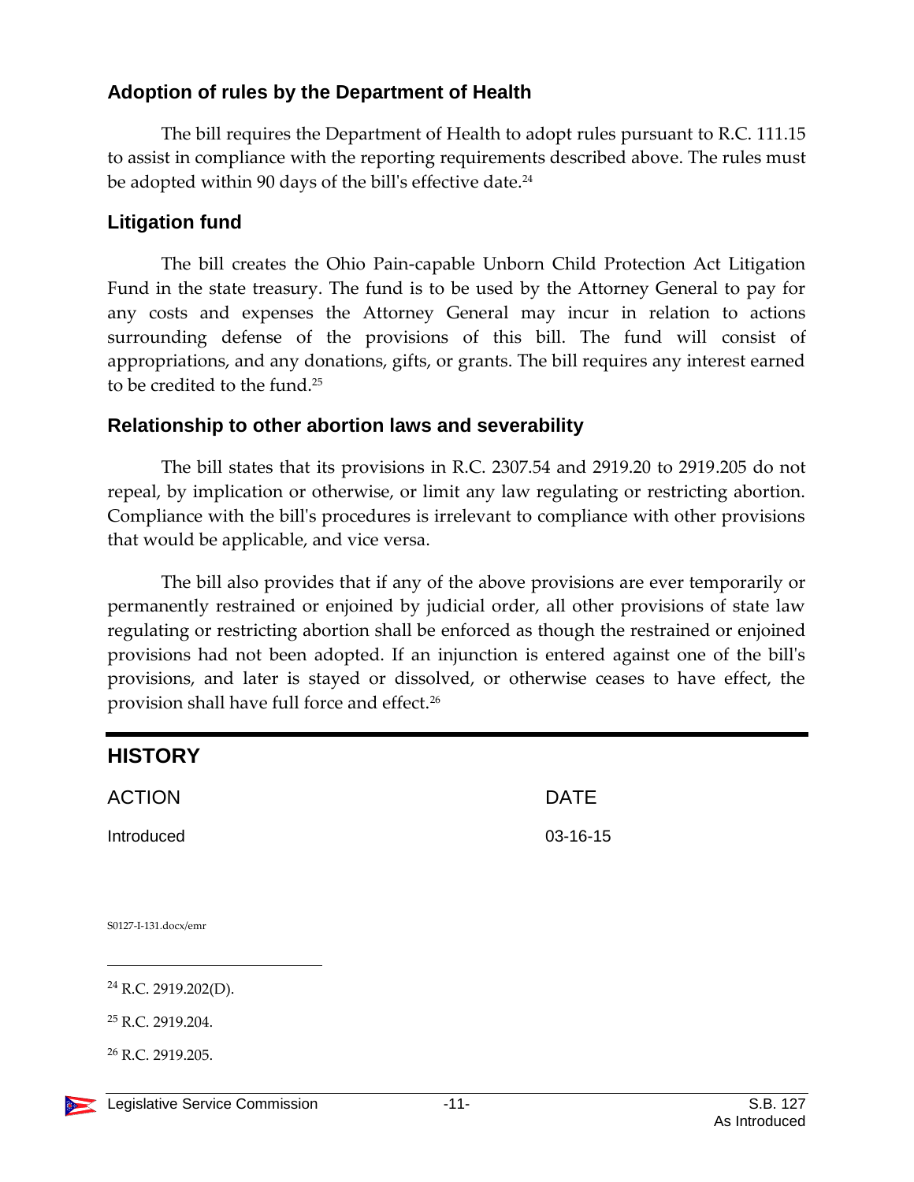## Adoption of rules by the Department of Health

The bill requires the Department of Health to adopt rules pursuant to R.C. 111.15 to assist in compliance with the reporting requirements described above. The rules must be adopted within 90 days of the bill's effective date.[24]

## Litigation fund

The bill creates the Ohio Pain-capable Unborn Child Protection Act Litigation Fund in the state treasury. The fund is to be used by the Attorney General to pay for any costs and expenses the Attorney General may incur in relation to actions surrounding defense of the provisions of this bill. The fund will consist of appropriations, and any donations, gifts, or grants. The bill requires any interest earned to be credited to the fund.[25]

## Relationship to other abortion laws and severability

The bill states that its provisions in R.C. 2307.54 and 2919.20 to 2919.205 do not repeal, by implication or otherwise, or limit any law regulating or restricting abortion. Compliance with the bill's procedures is irrelevant to compliance with other provisions that would be applicable, and vice versa.

The bill also provides that if any of the above provisions are ever temporarily or permanently restrained or enjoined by judicial order, all other provisions of state law regulating or restricting abortion shall be enforced as though the restrained or enjoined provisions had not been adopted. If an injunction is entered against one of the bill's provisions, and later is stayed or dissolved, or otherwise ceases to have effect, the provision shall have full force and effect.[26]

# HISTORY

| ACTION | DATE |
|---|---|
| Introduced | 03-16-15 |

S0127-I-131.docx/emr

[24] R.C. 2919.202(D).

[25] R.C. 2919.204.

[26] R.C. 2919.205.